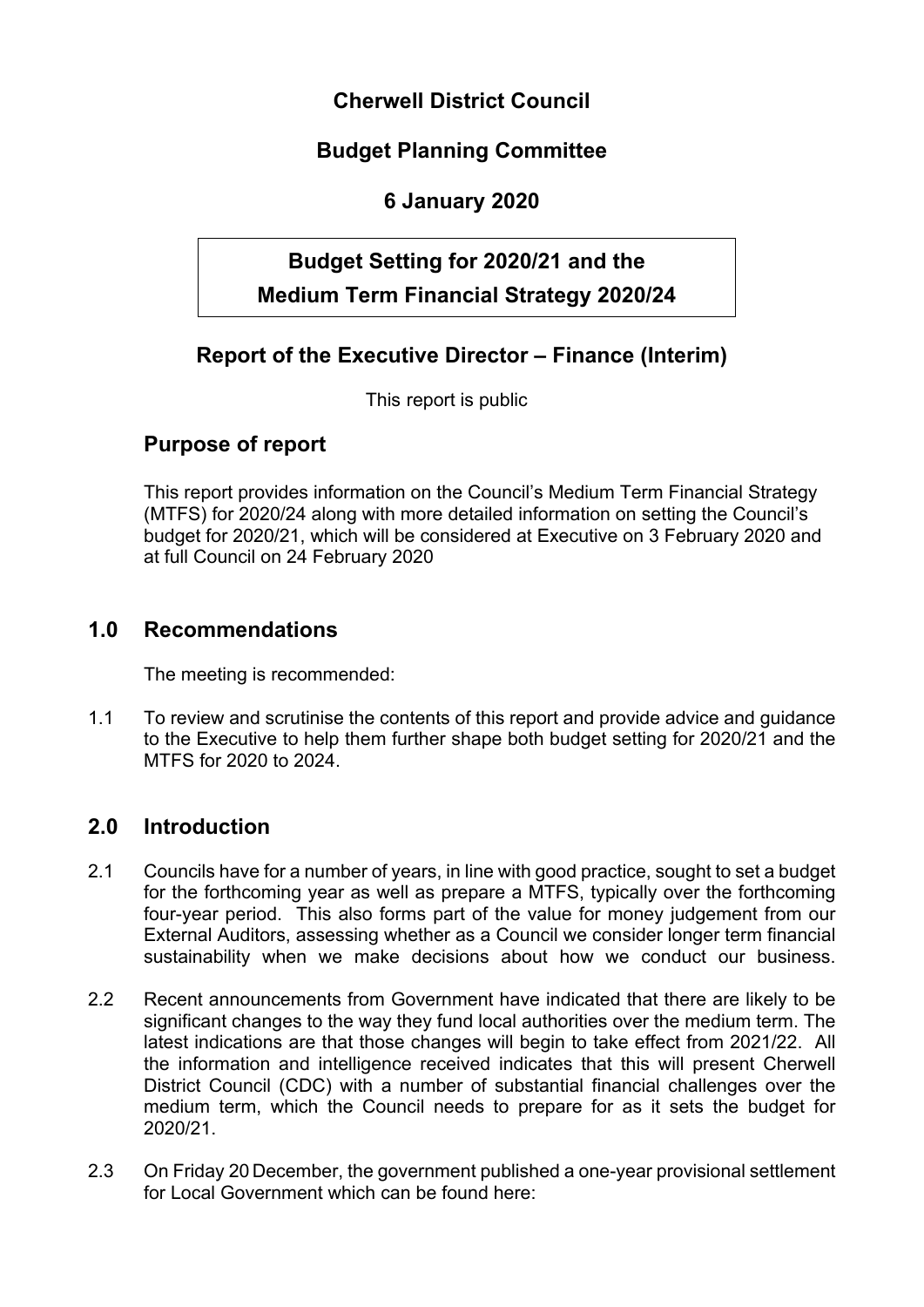# Cherwell District Council

## Budget Planning Committee

## 6 January 2020

## Budget Setting for 2020/21 and the Medium Term Financial Strategy 2020/24

## Report of the Executive Director – Finance (Interim)

This report is public

## Purpose of report

This report provides information on the Council's Medium Term Financial Strategy (MTFS) for 2020/24 along with more detailed information on setting the Council's budget for 2020/21, which will be considered at Executive on 3 February 2020 and at full Council on 24 February 2020

## 1.0 Recommendations

The meeting is recommended:

1.1 To review and scrutinise the contents of this report and provide advice and guidance to the Executive to help them further shape both budget setting for 2020/21 and the MTFS for 2020 to 2024.

## 2.0 Introduction

2.1 Councils have for a number of years, in line with good practice, sought to set a budget for the forthcoming year as well as prepare a MTFS, typically over the forthcoming four-year period. This also forms part of the value for money judgement from our External Auditors, assessing whether as a Council we consider longer term financial sustainability when we make decisions about how we conduct our business.

2.2 Recent announcements from Government have indicated that there are likely to be significant changes to the way they fund local authorities over the medium term. The latest indications are that those changes will begin to take effect from 2021/22. All the information and intelligence received indicates that this will present Cherwell District Council (CDC) with a number of substantial financial challenges over the medium term, which the Council needs to prepare for as it sets the budget for 2020/21.

2.3 On Friday 20 December, the government published a one-year provisional settlement for Local Government which can be found here: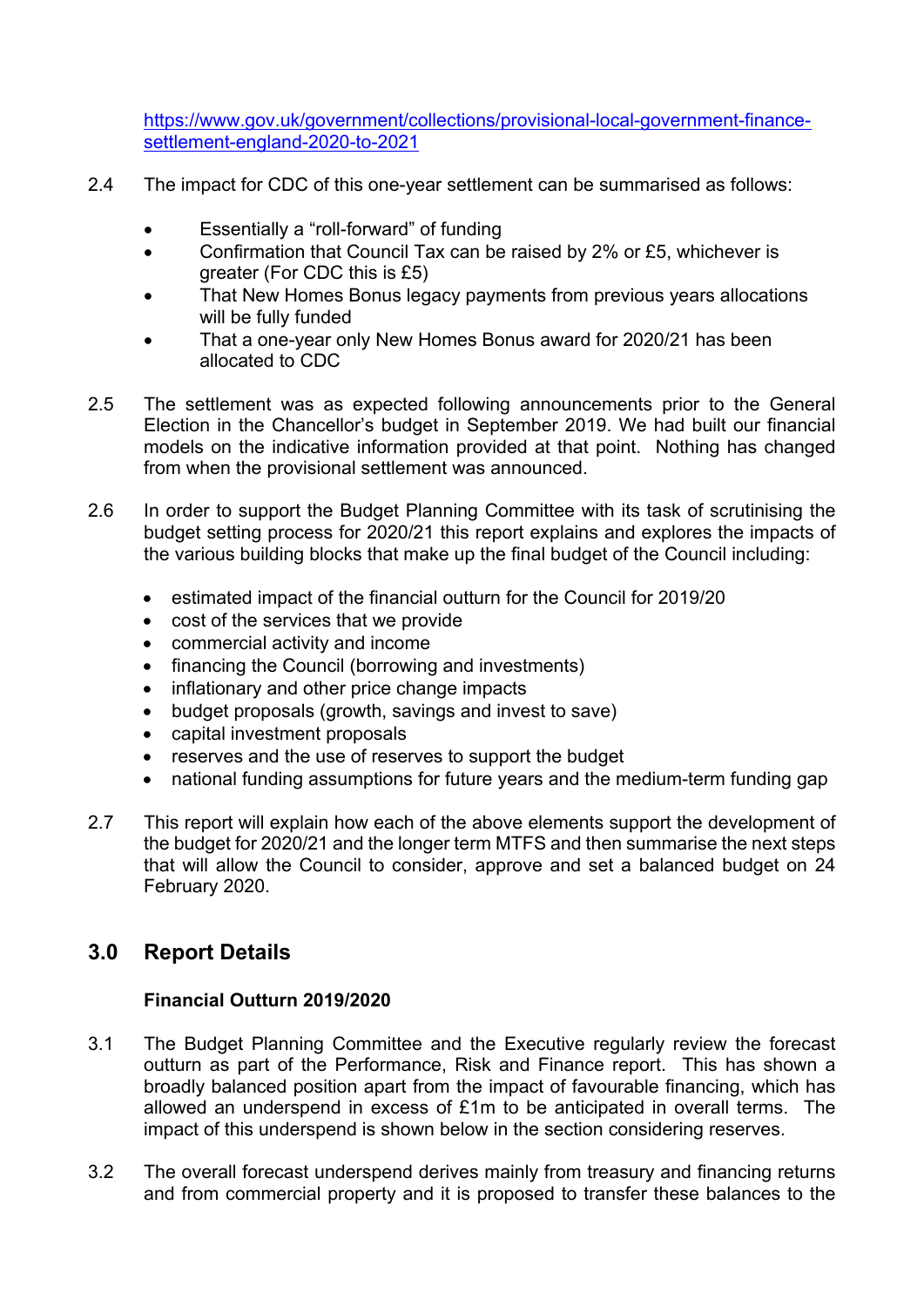https://www.gov.uk/government/collections/provisional-local-government-finance-settlement-england-2020-to-2021

2.4 The impact for CDC of this one-year settlement can be summarised as follows:

- Essentially a "roll-forward" of funding
- Confirmation that Council Tax can be raised by 2% or £5, whichever is greater (For CDC this is £5)
- That New Homes Bonus legacy payments from previous years allocations will be fully funded
- That a one-year only New Homes Bonus award for 2020/21 has been allocated to CDC

2.5 The settlement was as expected following announcements prior to the General Election in the Chancellor's budget in September 2019. We had built our financial models on the indicative information provided at that point. Nothing has changed from when the provisional settlement was announced.

2.6 In order to support the Budget Planning Committee with its task of scrutinising the budget setting process for 2020/21 this report explains and explores the impacts of the various building blocks that make up the final budget of the Council including:

- estimated impact of the financial outturn for the Council for 2019/20
- cost of the services that we provide
- commercial activity and income
- financing the Council (borrowing and investments)
- inflationary and other price change impacts
- budget proposals (growth, savings and invest to save)
- capital investment proposals
- reserves and the use of reserves to support the budget
- national funding assumptions for future years and the medium-term funding gap

2.7 This report will explain how each of the above elements support the development of the budget for 2020/21 and the longer term MTFS and then summarise the next steps that will allow the Council to consider, approve and set a balanced budget on 24 February 2020.

## 3.0 Report Details

### Financial Outturn 2019/2020

3.1 The Budget Planning Committee and the Executive regularly review the forecast outturn as part of the Performance, Risk and Finance report. This has shown a broadly balanced position apart from the impact of favourable financing, which has allowed an underspend in excess of £1m to be anticipated in overall terms. The impact of this underspend is shown below in the section considering reserves.

3.2 The overall forecast underspend derives mainly from treasury and financing returns and from commercial property and it is proposed to transfer these balances to the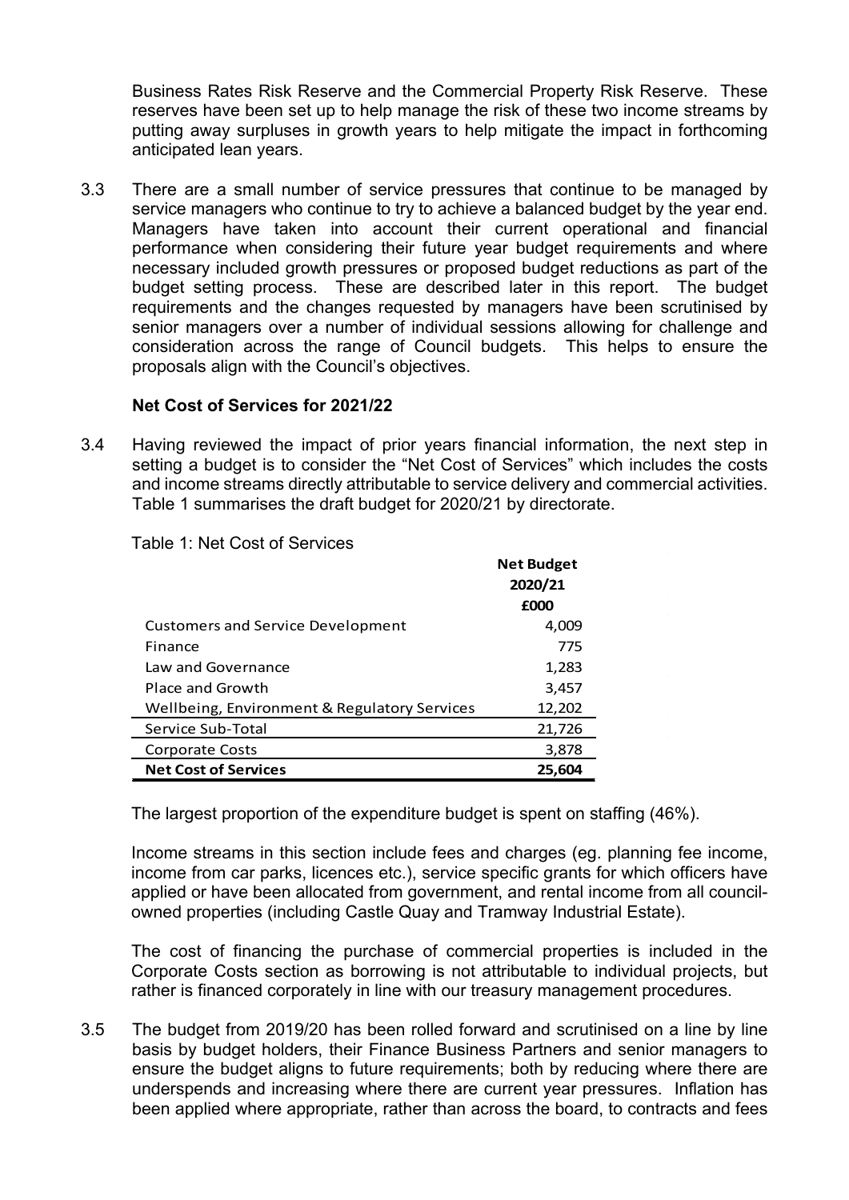Business Rates Risk Reserve and the Commercial Property Risk Reserve. These reserves have been set up to help manage the risk of these two income streams by putting away surpluses in growth years to help mitigate the impact in forthcoming anticipated lean years.

3.3 There are a small number of service pressures that continue to be managed by service managers who continue to try to achieve a balanced budget by the year end. Managers have taken into account their current operational and financial performance when considering their future year budget requirements and where necessary included growth pressures or proposed budget reductions as part of the budget setting process. These are described later in this report. The budget requirements and the changes requested by managers have been scrutinised by senior managers over a number of individual sessions allowing for challenge and consideration across the range of Council budgets. This helps to ensure the proposals align with the Council's objectives.

**Net Cost of Services for 2021/22**

3.4 Having reviewed the impact of prior years financial information, the next step in setting a budget is to consider the "Net Cost of Services" which includes the costs and income streams directly attributable to service delivery and commercial activities. Table 1 summarises the draft budget for 2020/21 by directorate.

Table 1: Net Cost of Services

| | Net Budget 2020/21 £000 |
|---|---|
| Customers and Service Development | 4,009 |
| Finance | 775 |
| Law and Governance | 1,283 |
| Place and Growth | 3,457 |
| Wellbeing, Environment & Regulatory Services | 12,202 |
| Service Sub-Total | 21,726 |
| Corporate Costs | 3,878 |
| **Net Cost of Services** | **25,604** |

The largest proportion of the expenditure budget is spent on staffing (46%).

Income streams in this section include fees and charges (eg. planning fee income, income from car parks, licences etc.), service specific grants for which officers have applied or have been allocated from government, and rental income from all council-owned properties (including Castle Quay and Tramway Industrial Estate).

The cost of financing the purchase of commercial properties is included in the Corporate Costs section as borrowing is not attributable to individual projects, but rather is financed corporately in line with our treasury management procedures.

3.5 The budget from 2019/20 has been rolled forward and scrutinised on a line by line basis by budget holders, their Finance Business Partners and senior managers to ensure the budget aligns to future requirements; both by reducing where there are underspends and increasing where there are current year pressures. Inflation has been applied where appropriate, rather than across the board, to contracts and fees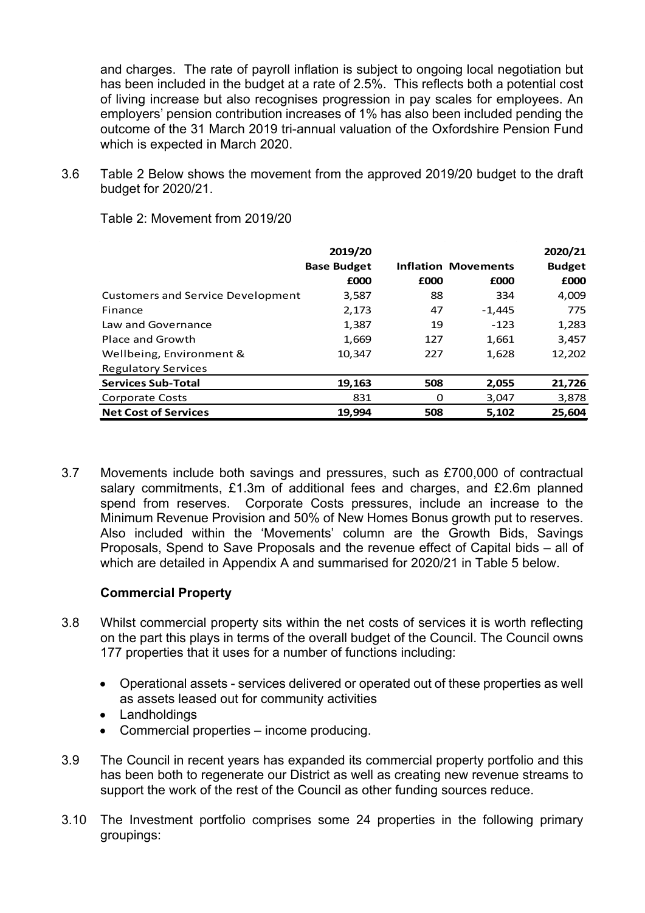and charges. The rate of payroll inflation is subject to ongoing local negotiation but has been included in the budget at a rate of 2.5%. This reflects both a potential cost of living increase but also recognises progression in pay scales for employees. An employers' pension contribution increases of 1% has also been included pending the outcome of the 31 March 2019 tri-annual valuation of the Oxfordshire Pension Fund which is expected in March 2020.

3.6 Table 2 Below shows the movement from the approved 2019/20 budget to the draft budget for 2020/21.

Table 2: Movement from 2019/20

| | 2019/20 Base Budget £000 | Inflation £000 | Movements £000 | 2020/21 Budget £000 |
|---|---|---|---|---|
| Customers and Service Development | 3,587 | 88 | 334 | 4,009 |
| Finance | 2,173 | 47 | -1,445 | 775 |
| Law and Governance | 1,387 | 19 | -123 | 1,283 |
| Place and Growth | 1,669 | 127 | 1,661 | 3,457 |
| Wellbeing, Environment & Regulatory Services | 10,347 | 227 | 1,628 | 12,202 |
| **Services Sub-Total** | **19,163** | **508** | **2,055** | **21,726** |
| Corporate Costs | 831 | 0 | 3,047 | 3,878 |
| **Net Cost of Services** | **19,994** | **508** | **5,102** | **25,604** |

3.7 Movements include both savings and pressures, such as £700,000 of contractual salary commitments, £1.3m of additional fees and charges, and £2.6m planned spend from reserves. Corporate Costs pressures, include an increase to the Minimum Revenue Provision and 50% of New Homes Bonus growth put to reserves. Also included within the 'Movements' column are the Growth Bids, Savings Proposals, Spend to Save Proposals and the revenue effect of Capital bids – all of which are detailed in Appendix A and summarised for 2020/21 in Table 5 below.

### Commercial Property

3.8 Whilst commercial property sits within the net costs of services it is worth reflecting on the part this plays in terms of the overall budget of the Council. The Council owns 177 properties that it uses for a number of functions including:

- Operational assets - services delivered or operated out of these properties as well as assets leased out for community activities
- Landholdings
- Commercial properties – income producing.

3.9 The Council in recent years has expanded its commercial property portfolio and this has been both to regenerate our District as well as creating new revenue streams to support the work of the rest of the Council as other funding sources reduce.

3.10 The Investment portfolio comprises some 24 properties in the following primary groupings: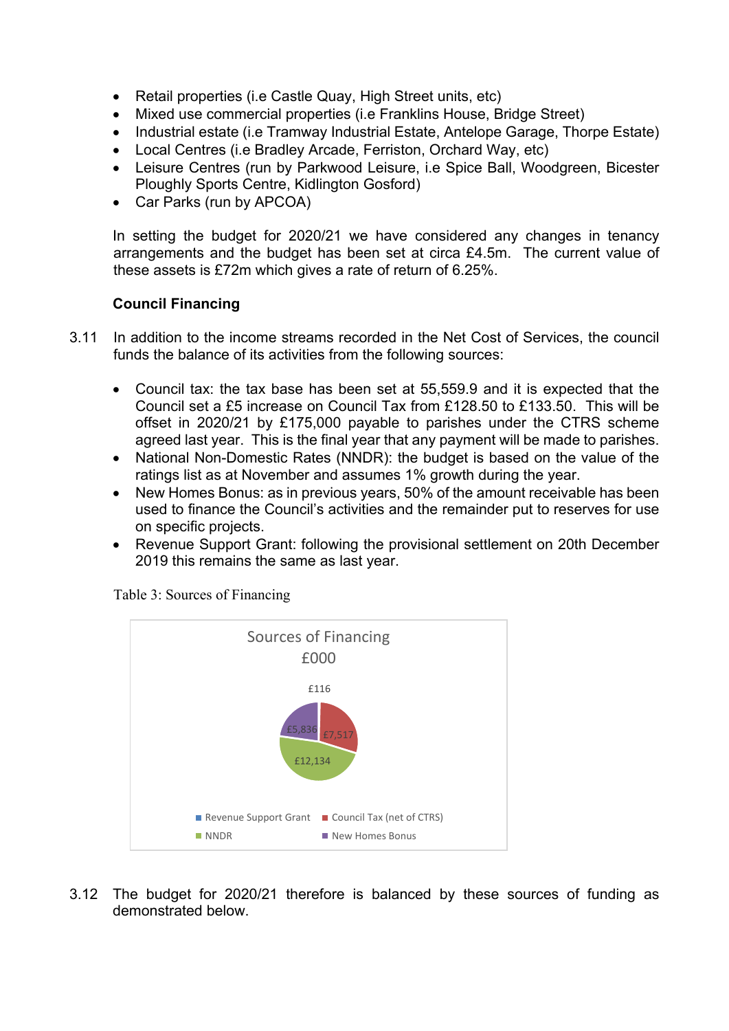- Retail properties (i.e Castle Quay, High Street units, etc)
- Mixed use commercial properties (i.e Franklins House, Bridge Street)
- Industrial estate (i.e Tramway Industrial Estate, Antelope Garage, Thorpe Estate)
- Local Centres (i.e Bradley Arcade, Ferriston, Orchard Way, etc)
- Leisure Centres (run by Parkwood Leisure, i.e Spice Ball, Woodgreen, Bicester Ploughly Sports Centre, Kidlington Gosford)
- Car Parks (run by APCOA)

In setting the budget for 2020/21 we have considered any changes in tenancy arrangements and the budget has been set at circa £4.5m. The current value of these assets is £72m which gives a rate of return of 6.25%.

**Council Financing**

3.11 In addition to the income streams recorded in the Net Cost of Services, the council funds the balance of its activities from the following sources:

- Council tax: the tax base has been set at 55,559.9 and it is expected that the Council set a £5 increase on Council Tax from £128.50 to £133.50. This will be offset in 2020/21 by £175,000 payable to parishes under the CTRS scheme agreed last year. This is the final year that any payment will be made to parishes.
- National Non-Domestic Rates (NNDR): the budget is based on the value of the ratings list as at November and assumes 1% growth during the year.
- New Homes Bonus: as in previous years, 50% of the amount receivable has been used to finance the Council's activities and the remainder put to reserves for use on specific projects.
- Revenue Support Grant: following the provisional settlement on 20th December 2019 this remains the same as last year.

Table 3: Sources of Financing

Sources of Financing £000

| Source | £000 |
|---|---|
| Revenue Support Grant | £116 |
| Council Tax (net of CTRS) | £7,517 |
| NNDR | £12,134 |
| New Homes Bonus | £5,836 |

3.12 The budget for 2020/21 therefore is balanced by these sources of funding as demonstrated below.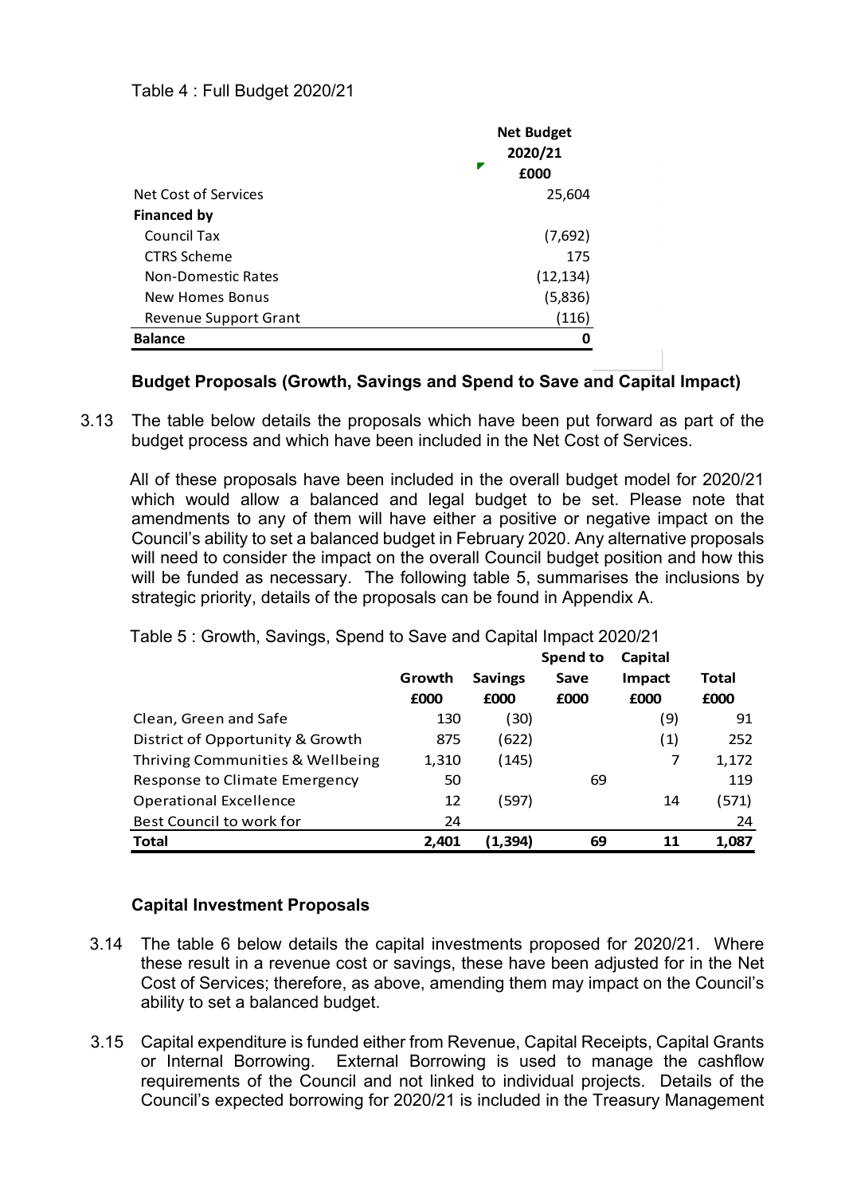Table 4 : Full Budget 2020/21

| | Net Budget 2020/21 £000 |
|---|---|
| Net Cost of Services | 25,604 |
| **Financed by** | |
| Council Tax | (7,692) |
| CTRS Scheme | 175 |
| Non-Domestic Rates | (12,134) |
| New Homes Bonus | (5,836) |
| Revenue Support Grant | (116) |
| **Balance** | **0** |

### Budget Proposals (Growth, Savings and Spend to Save and Capital Impact)

3.13 The table below details the proposals which have been put forward as part of the budget process and which have been included in the Net Cost of Services.

All of these proposals have been included in the overall budget model for 2020/21 which would allow a balanced and legal budget to be set. Please note that amendments to any of them will have either a positive or negative impact on the Council's ability to set a balanced budget in February 2020. Any alternative proposals will need to consider the impact on the overall Council budget position and how this will be funded as necessary. The following table 5, summarises the inclusions by strategic priority, details of the proposals can be found in Appendix A.

Table 5 : Growth, Savings, Spend to Save and Capital Impact 2020/21

| | Growth £000 | Savings £000 | Spend to Save £000 | Capital Impact £000 | Total £000 |
|---|---|---|---|---|---|
| Clean, Green and Safe | 130 | (30) | | (9) | 91 |
| District of Opportunity & Growth | 875 | (622) | | (1) | 252 |
| Thriving Communities & Wellbeing | 1,310 | (145) | | 7 | 1,172 |
| Response to Climate Emergency | 50 | | 69 | | 119 |
| Operational Excellence | 12 | (597) | | 14 | (571) |
| Best Council to work for | 24 | | | | 24 |
| **Total** | **2,401** | **(1,394)** | **69** | **11** | **1,087** |

### Capital Investment Proposals

3.14 The table 6 below details the capital investments proposed for 2020/21. Where these result in a revenue cost or savings, these have been adjusted for in the Net Cost of Services; therefore, as above, amending them may impact on the Council's ability to set a balanced budget.

3.15 Capital expenditure is funded either from Revenue, Capital Receipts, Capital Grants or Internal Borrowing. External Borrowing is used to manage the cashflow requirements of the Council and not linked to individual projects. Details of the Council's expected borrowing for 2020/21 is included in the Treasury Management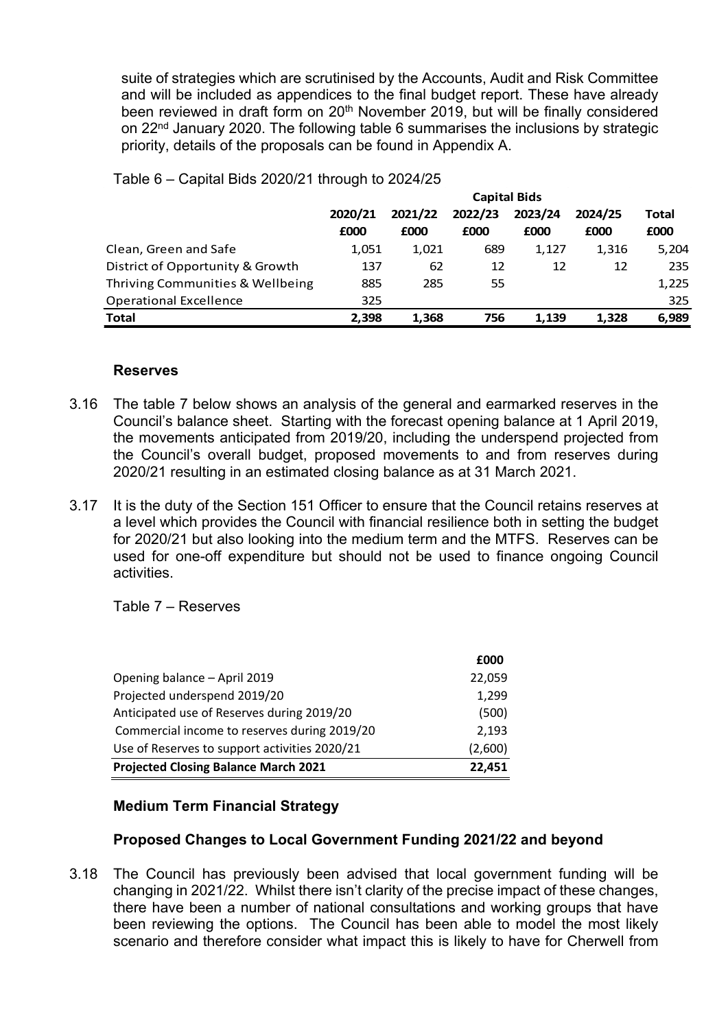suite of strategies which are scrutinised by the Accounts, Audit and Risk Committee and will be included as appendices to the final budget report. These have already been reviewed in draft form on 20th November 2019, but will be finally considered on 22nd January 2020. The following table 6 summarises the inclusions by strategic priority, details of the proposals can be found in Appendix A.

Table 6 – Capital Bids 2020/21 through to 2024/25

| | Capital Bids | | | | | |
|---|---|---|---|---|---|---|
| | 2020/21 | 2021/22 | 2022/23 | 2023/24 | 2024/25 | Total |
| | £000 | £000 | £000 | £000 | £000 | £000 |
| Clean, Green and Safe | 1,051 | 1,021 | 689 | 1,127 | 1,316 | 5,204 |
| District of Opportunity & Growth | 137 | 62 | 12 | 12 | 12 | 235 |
| Thriving Communities & Wellbeing | 885 | 285 | 55 | | | 1,225 |
| Operational Excellence | 325 | | | | | 325 |
| **Total** | **2,398** | **1,368** | **756** | **1,139** | **1,328** | **6,989** |

### Reserves

3.16 The table 7 below shows an analysis of the general and earmarked reserves in the Council's balance sheet. Starting with the forecast opening balance at 1 April 2019, the movements anticipated from 2019/20, including the underspend projected from the Council's overall budget, proposed movements to and from reserves during 2020/21 resulting in an estimated closing balance as at 31 March 2021.

3.17 It is the duty of the Section 151 Officer to ensure that the Council retains reserves at a level which provides the Council with financial resilience both in setting the budget for 2020/21 but also looking into the medium term and the MTFS. Reserves can be used for one-off expenditure but should not be used to finance ongoing Council activities.

Table 7 – Reserves

| | £000 |
|---|---|
| Opening balance – April 2019 | 22,059 |
| Projected underspend 2019/20 | 1,299 |
| Anticipated use of Reserves during 2019/20 | (500) |
| Commercial income to reserves during 2019/20 | 2,193 |
| Use of Reserves to support activities 2020/21 | (2,600) |
| **Projected Closing Balance March 2021** | **22,451** |

### Medium Term Financial Strategy

### Proposed Changes to Local Government Funding 2021/22 and beyond

3.18 The Council has previously been advised that local government funding will be changing in 2021/22. Whilst there isn't clarity of the precise impact of these changes, there have been a number of national consultations and working groups that have been reviewing the options. The Council has been able to model the most likely scenario and therefore consider what impact this is likely to have for Cherwell from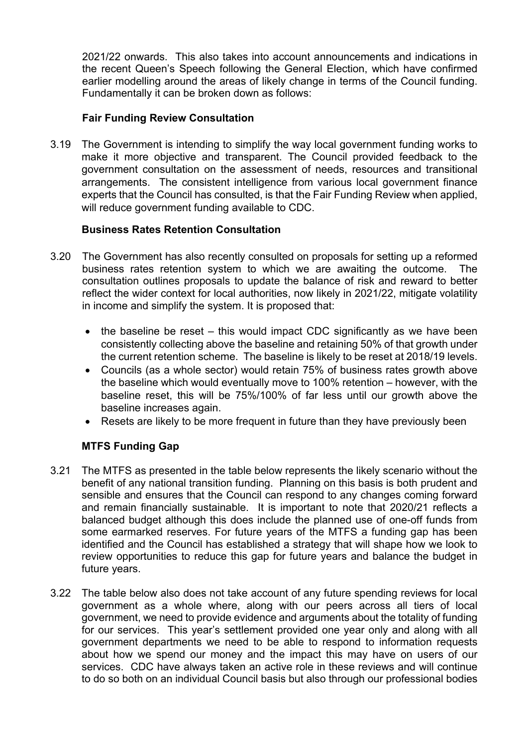2021/22 onwards. This also takes into account announcements and indications in the recent Queen's Speech following the General Election, which have confirmed earlier modelling around the areas of likely change in terms of the Council funding. Fundamentally it can be broken down as follows:

**Fair Funding Review Consultation**

3.19 The Government is intending to simplify the way local government funding works to make it more objective and transparent. The Council provided feedback to the government consultation on the assessment of needs, resources and transitional arrangements. The consistent intelligence from various local government finance experts that the Council has consulted, is that the Fair Funding Review when applied, will reduce government funding available to CDC.

**Business Rates Retention Consultation**

3.20 The Government has also recently consulted on proposals for setting up a reformed business rates retention system to which we are awaiting the outcome. The consultation outlines proposals to update the balance of risk and reward to better reflect the wider context for local authorities, now likely in 2021/22, mitigate volatility in income and simplify the system. It is proposed that:

- the baseline be reset – this would impact CDC significantly as we have been consistently collecting above the baseline and retaining 50% of that growth under the current retention scheme. The baseline is likely to be reset at 2018/19 levels.
- Councils (as a whole sector) would retain 75% of business rates growth above the baseline which would eventually move to 100% retention – however, with the baseline reset, this will be 75%/100% of far less until our growth above the baseline increases again.
- Resets are likely to be more frequent in future than they have previously been

**MTFS Funding Gap**

3.21 The MTFS as presented in the table below represents the likely scenario without the benefit of any national transition funding. Planning on this basis is both prudent and sensible and ensures that the Council can respond to any changes coming forward and remain financially sustainable. It is important to note that 2020/21 reflects a balanced budget although this does include the planned use of one-off funds from some earmarked reserves. For future years of the MTFS a funding gap has been identified and the Council has established a strategy that will shape how we look to review opportunities to reduce this gap for future years and balance the budget in future years.

3.22 The table below also does not take account of any future spending reviews for local government as a whole where, along with our peers across all tiers of local government, we need to provide evidence and arguments about the totality of funding for our services. This year's settlement provided one year only and along with all government departments we need to be able to respond to information requests about how we spend our money and the impact this may have on users of our services. CDC have always taken an active role in these reviews and will continue to do so both on an individual Council basis but also through our professional bodies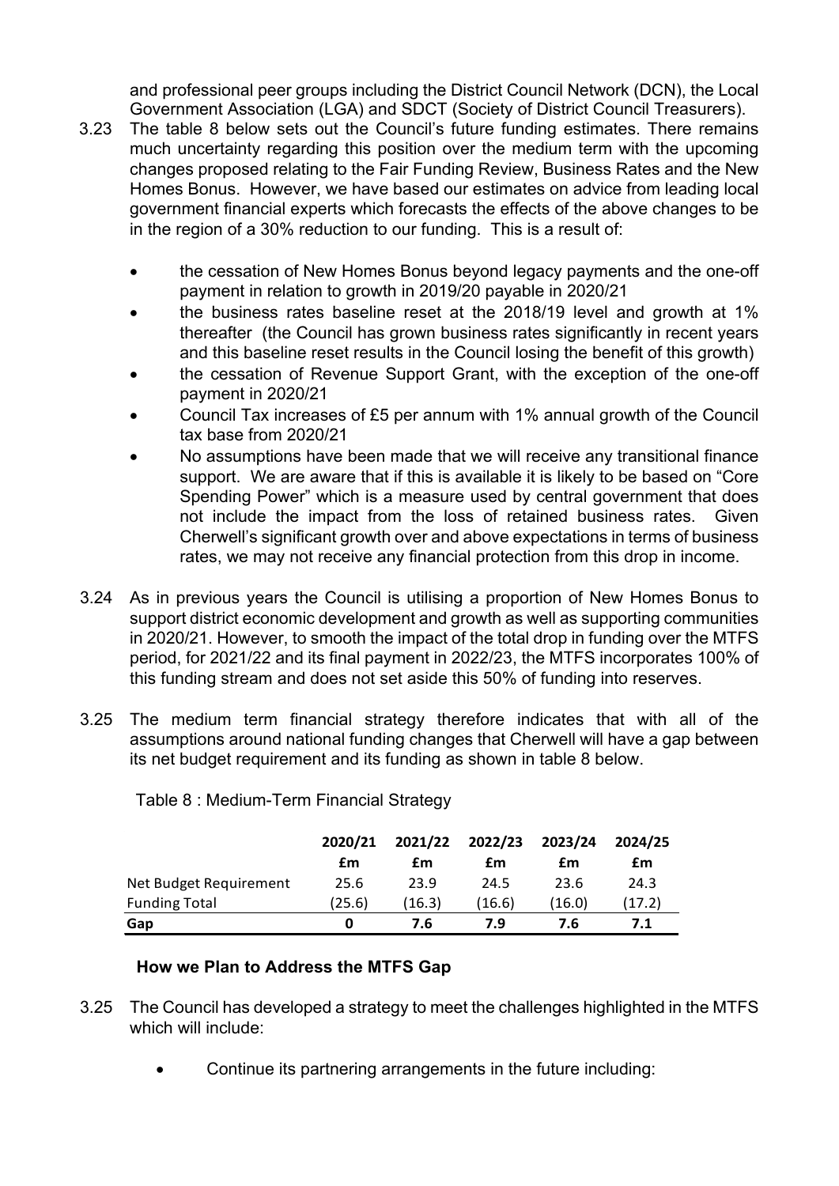and professional peer groups including the District Council Network (DCN), the Local Government Association (LGA) and SDCT (Society of District Council Treasurers).

3.23 The table 8 below sets out the Council's future funding estimates. There remains much uncertainty regarding this position over the medium term with the upcoming changes proposed relating to the Fair Funding Review, Business Rates and the New Homes Bonus. However, we have based our estimates on advice from leading local government financial experts which forecasts the effects of the above changes to be in the region of a 30% reduction to our funding. This is a result of:

- the cessation of New Homes Bonus beyond legacy payments and the one-off payment in relation to growth in 2019/20 payable in 2020/21
- the business rates baseline reset at the 2018/19 level and growth at 1% thereafter (the Council has grown business rates significantly in recent years and this baseline reset results in the Council losing the benefit of this growth)
- the cessation of Revenue Support Grant, with the exception of the one-off payment in 2020/21
- Council Tax increases of £5 per annum with 1% annual growth of the Council tax base from 2020/21
- No assumptions have been made that we will receive any transitional finance support. We are aware that if this is available it is likely to be based on "Core Spending Power" which is a measure used by central government that does not include the impact from the loss of retained business rates. Given Cherwell's significant growth over and above expectations in terms of business rates, we may not receive any financial protection from this drop in income.

3.24 As in previous years the Council is utilising a proportion of New Homes Bonus to support district economic development and growth as well as supporting communities in 2020/21. However, to smooth the impact of the total drop in funding over the MTFS period, for 2021/22 and its final payment in 2022/23, the MTFS incorporates 100% of this funding stream and does not set aside this 50% of funding into reserves.

3.25 The medium term financial strategy therefore indicates that with all of the assumptions around national funding changes that Cherwell will have a gap between its net budget requirement and its funding as shown in table 8 below.

Table 8 : Medium-Term Financial Strategy

| | 2020/21 | 2021/22 | 2022/23 | 2023/24 | 2024/25 |
|---|---|---|---|---|---|
| | £m | £m | £m | £m | £m |
| Net Budget Requirement | 25.6 | 23.9 | 24.5 | 23.6 | 24.3 |
| Funding Total | (25.6) | (16.3) | (16.6) | (16.0) | (17.2) |
| **Gap** | **0** | **7.6** | **7.9** | **7.6** | **7.1** |

### How we Plan to Address the MTFS Gap

3.25 The Council has developed a strategy to meet the challenges highlighted in the MTFS which will include:

- Continue its partnering arrangements in the future including: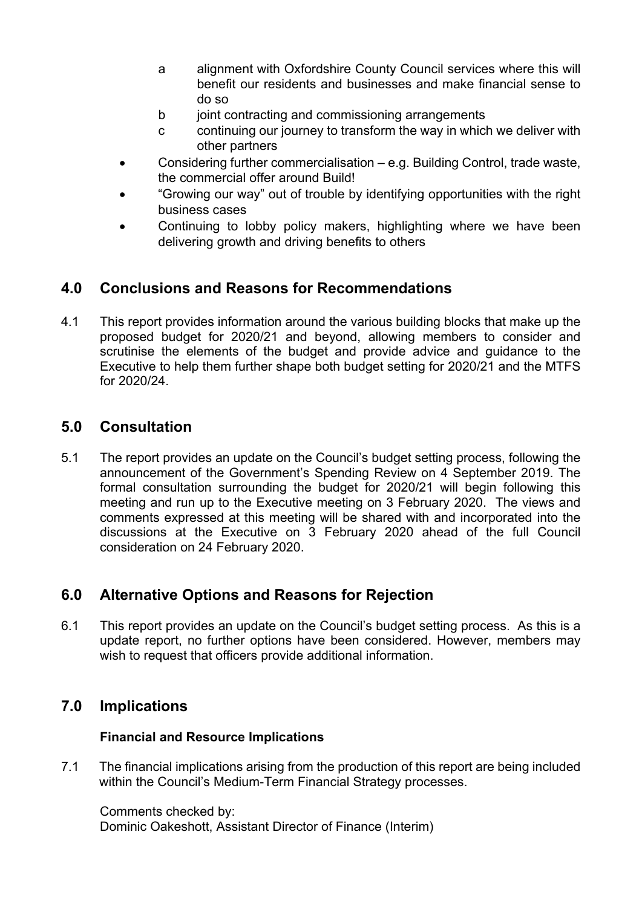a alignment with Oxfordshire County Council services where this will benefit our residents and businesses and make financial sense to do so
  b joint contracting and commissioning arrangements
  c continuing our journey to transform the way in which we deliver with other partners

- Considering further commercialisation – e.g. Building Control, trade waste, the commercial offer around Build!
- “Growing our way” out of trouble by identifying opportunities with the right business cases
- Continuing to lobby policy makers, highlighting where we have been delivering growth and driving benefits to others

## 4.0 Conclusions and Reasons for Recommendations

4.1 This report provides information around the various building blocks that make up the proposed budget for 2020/21 and beyond, allowing members to consider and scrutinise the elements of the budget and provide advice and guidance to the Executive to help them further shape both budget setting for 2020/21 and the MTFS for 2020/24.

## 5.0 Consultation

5.1 The report provides an update on the Council’s budget setting process, following the announcement of the Government’s Spending Review on 4 September 2019. The formal consultation surrounding the budget for 2020/21 will begin following this meeting and run up to the Executive meeting on 3 February 2020. The views and comments expressed at this meeting will be shared with and incorporated into the discussions at the Executive on 3 February 2020 ahead of the full Council consideration on 24 February 2020.

## 6.0 Alternative Options and Reasons for Rejection

6.1 This report provides an update on the Council’s budget setting process. As this is a update report, no further options have been considered. However, members may wish to request that officers provide additional information.

## 7.0 Implications

**Financial and Resource Implications**

7.1 The financial implications arising from the production of this report are being included within the Council’s Medium-Term Financial Strategy processes.

Comments checked by:
Dominic Oakeshott, Assistant Director of Finance (Interim)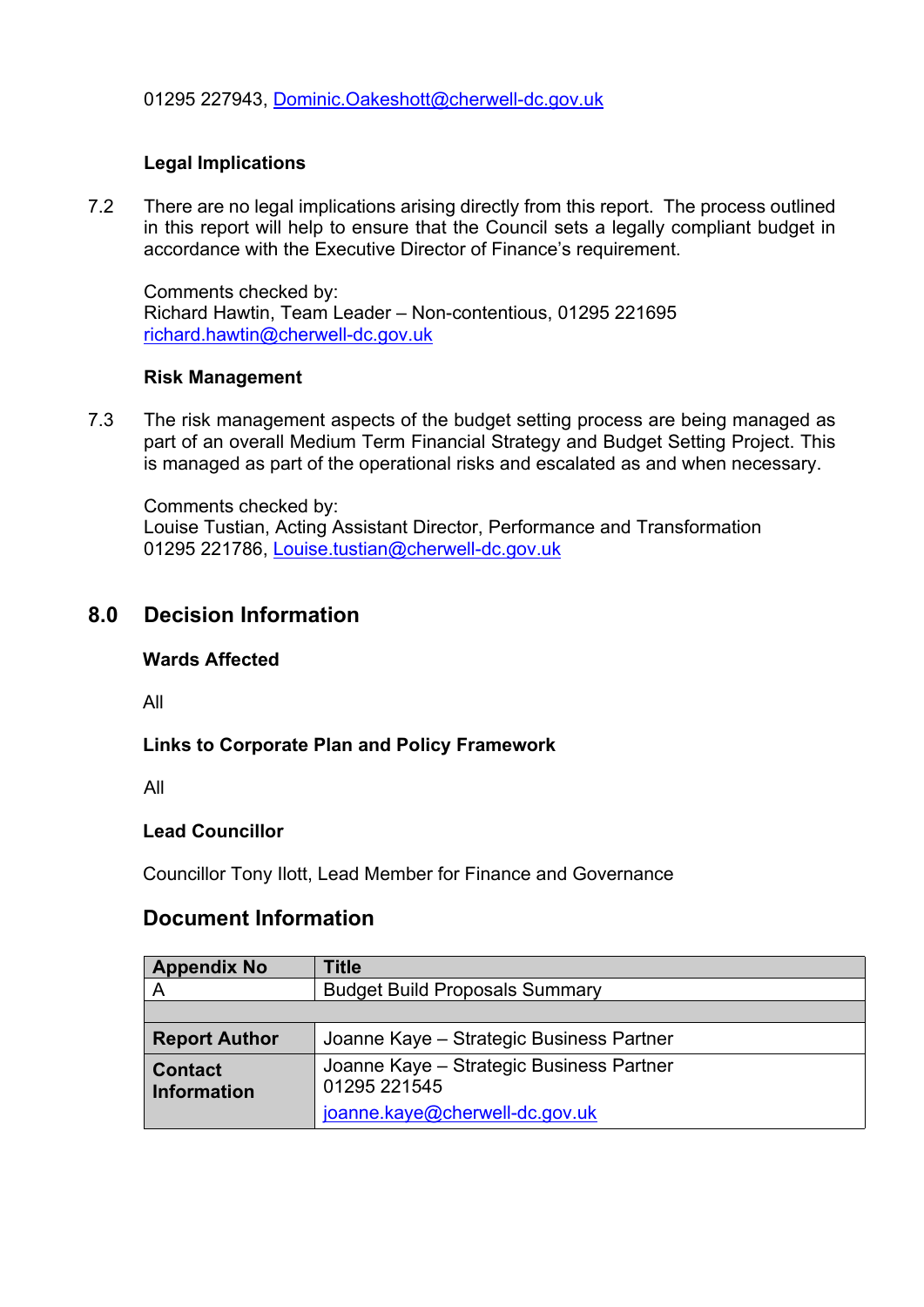01295 227943, Dominic.Oakeshott@cherwell-dc.gov.uk

**Legal Implications**

7.2 There are no legal implications arising directly from this report. The process outlined in this report will help to ensure that the Council sets a legally compliant budget in accordance with the Executive Director of Finance's requirement.

Comments checked by:
Richard Hawtin, Team Leader – Non-contentious, 01295 221695
richard.hawtin@cherwell-dc.gov.uk

**Risk Management**

7.3 The risk management aspects of the budget setting process are being managed as part of an overall Medium Term Financial Strategy and Budget Setting Project. This is managed as part of the operational risks and escalated as and when necessary.

Comments checked by:
Louise Tustian, Acting Assistant Director, Performance and Transformation
01295 221786, Louise.tustian@cherwell-dc.gov.uk

## 8.0 Decision Information

**Wards Affected**

All

**Links to Corporate Plan and Policy Framework**

All

**Lead Councillor**

Councillor Tony Ilott, Lead Member for Finance and Governance

## Document Information

| Appendix No | Title |
|---|---|
| A | Budget Build Proposals Summary |
| | |
| **Report Author** | Joanne Kaye – Strategic Business Partner |
| **Contact Information** | Joanne Kaye – Strategic Business Partner<br>01295 221545<br>joanne.kaye@cherwell-dc.gov.uk |